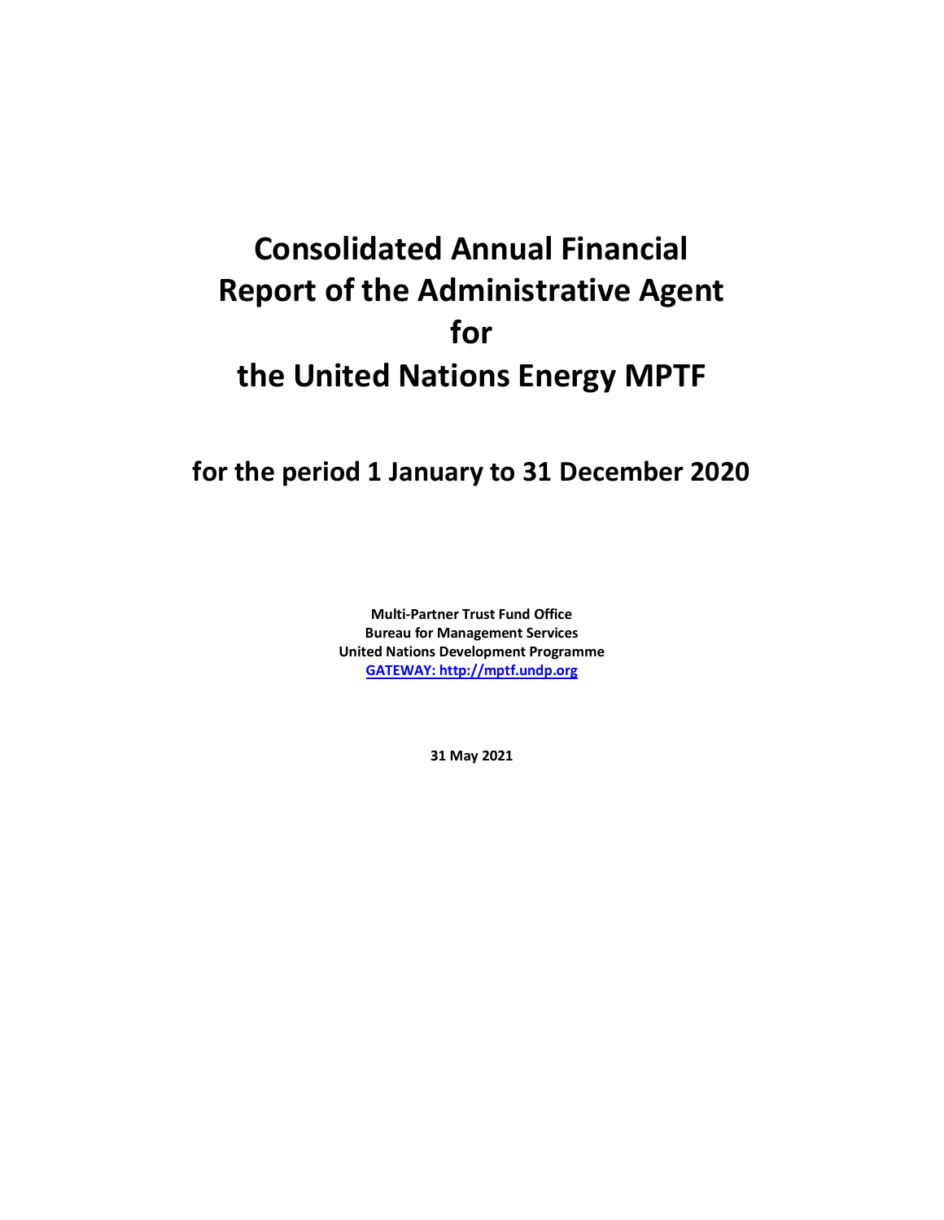# Consolidated Annual Financial Report of the Administrative Agent for the United Nations Energy MPTF

## for the period 1 January to 31 December 2020

**Multi-Partner Trust Fund Office**
**Bureau for Management Services**
**United Nations Development Programme**
**[GATEWAY: http://mptf.undp.org](http://mptf.undp.org)**

**31 May 2021**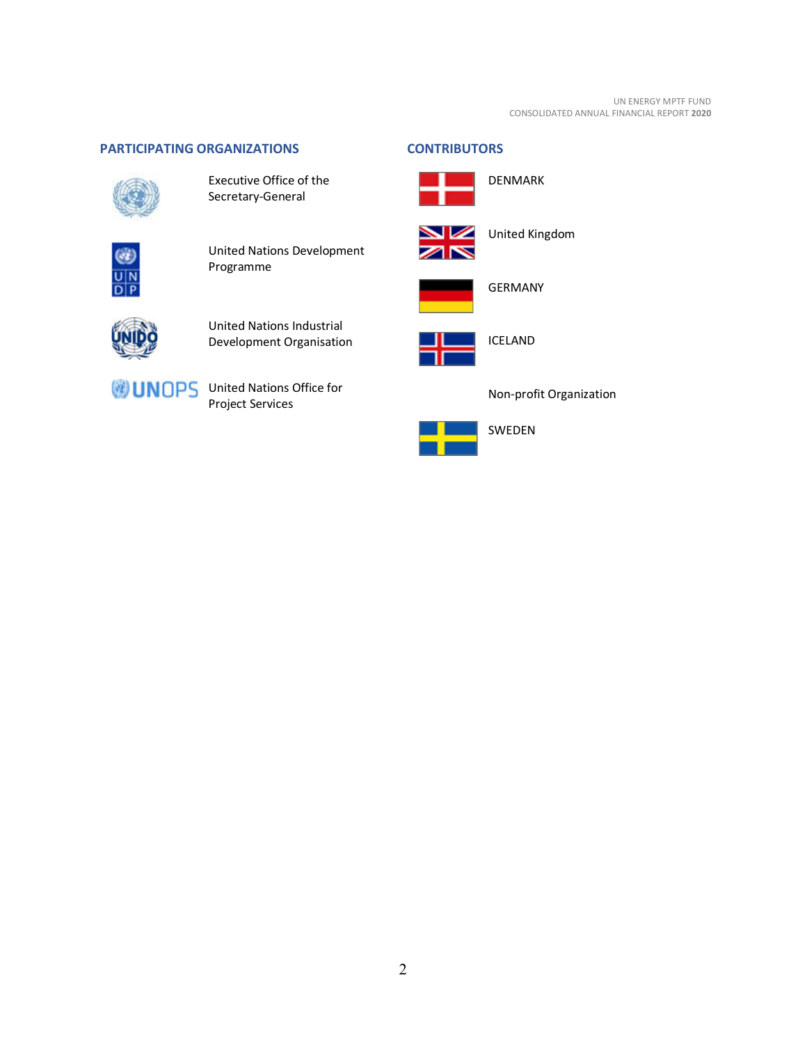## PARTICIPATING ORGANIZATIONS

- Executive Office of the Secretary-General
- United Nations Development Programme
- United Nations Industrial Development Organisation
- United Nations Office for Project Services

## CONTRIBUTORS

- DENMARK
- United Kingdom
- GERMANY
- ICELAND
- Non-profit Organization
- SWEDEN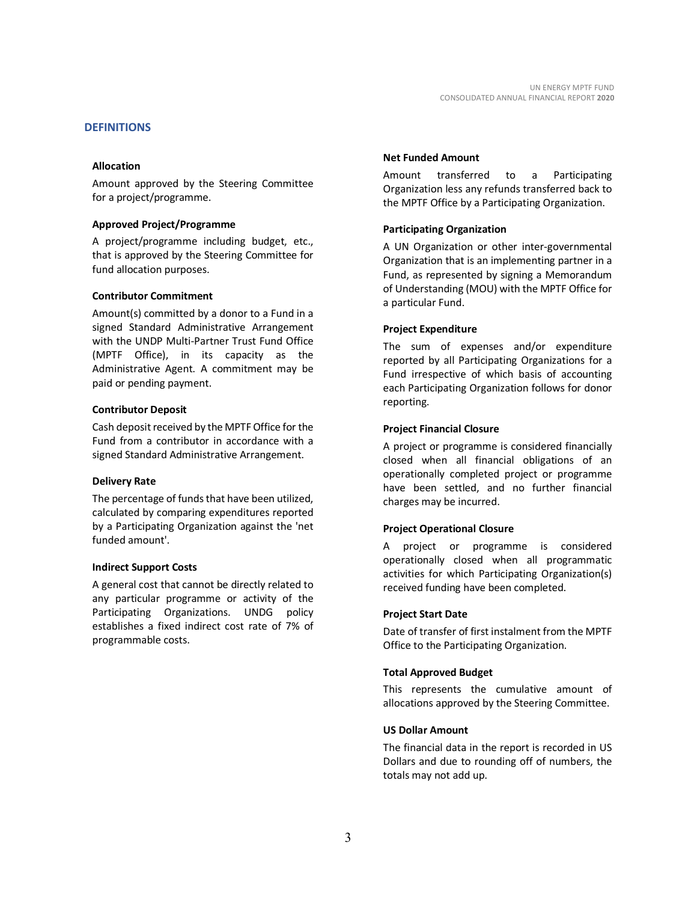## DEFINITIONS

### Allocation

Amount approved by the Steering Committee for a project/programme.

### Approved Project/Programme

A project/programme including budget, etc., that is approved by the Steering Committee for fund allocation purposes.

### Contributor Commitment

Amount(s) committed by a donor to a Fund in a signed Standard Administrative Arrangement with the UNDP Multi-Partner Trust Fund Office (MPTF Office), in its capacity as the Administrative Agent. A commitment may be paid or pending payment.

### Contributor Deposit

Cash deposit received by the MPTF Office for the Fund from a contributor in accordance with a signed Standard Administrative Arrangement.

### Delivery Rate

The percentage of funds that have been utilized, calculated by comparing expenditures reported by a Participating Organization against the 'net funded amount'.

### Indirect Support Costs

A general cost that cannot be directly related to any particular programme or activity of the Participating Organizations. UNDG policy establishes a fixed indirect cost rate of 7% of programmable costs.

### Net Funded Amount

Amount transferred to a Participating Organization less any refunds transferred back to the MPTF Office by a Participating Organization.

### Participating Organization

A UN Organization or other inter-governmental Organization that is an implementing partner in a Fund, as represented by signing a Memorandum of Understanding (MOU) with the MPTF Office for a particular Fund.

### Project Expenditure

The sum of expenses and/or expenditure reported by all Participating Organizations for a Fund irrespective of which basis of accounting each Participating Organization follows for donor reporting.

### Project Financial Closure

A project or programme is considered financially closed when all financial obligations of an operationally completed project or programme have been settled, and no further financial charges may be incurred.

### Project Operational Closure

A project or programme is considered operationally closed when all programmatic activities for which Participating Organization(s) received funding have been completed.

### Project Start Date

Date of transfer of first instalment from the MPTF Office to the Participating Organization.

### Total Approved Budget

This represents the cumulative amount of allocations approved by the Steering Committee.

### US Dollar Amount

The financial data in the report is recorded in US Dollars and due to rounding off of numbers, the totals may not add up.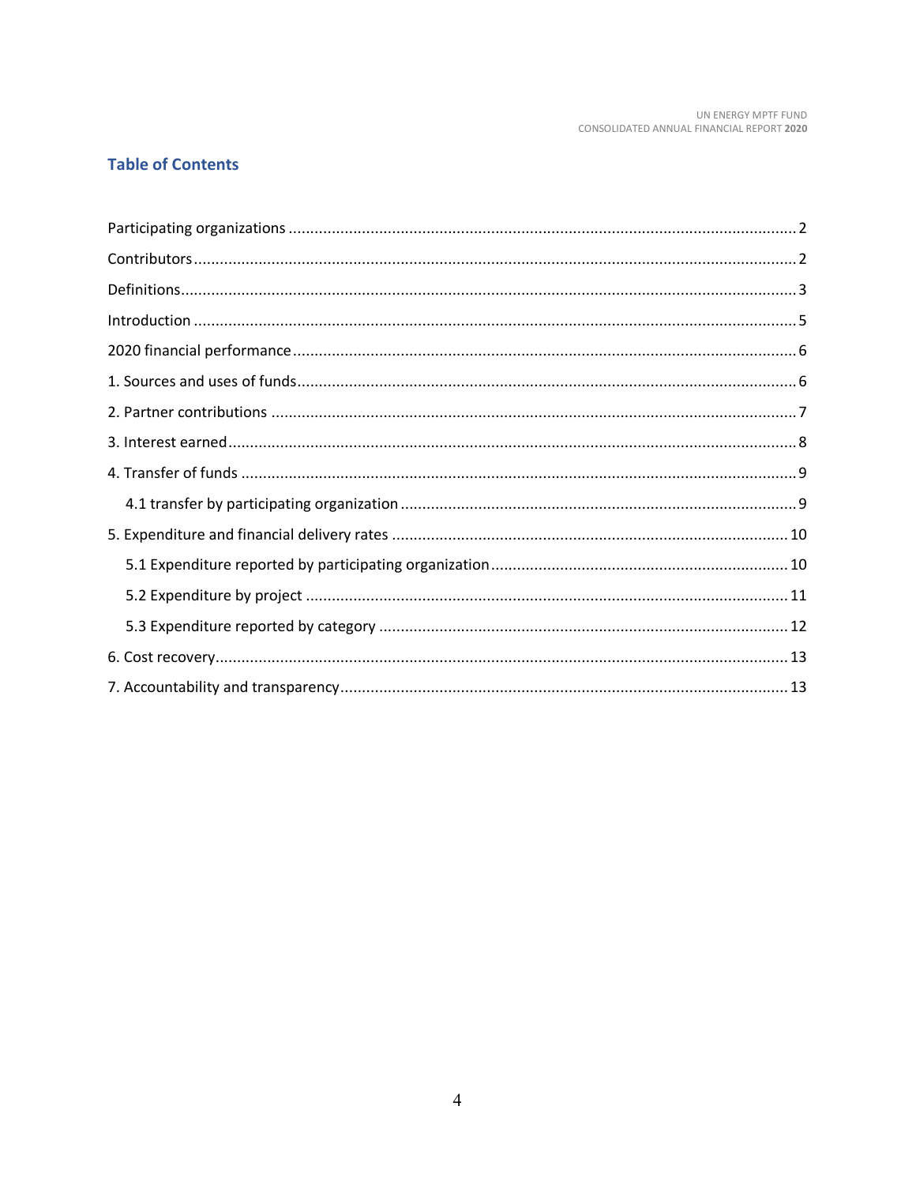## Table of Contents

Participating organizations ..... 2

Contributors ..... 2

Definitions ..... 3

Introduction ..... 5

2020 financial performance ..... 6

1. Sources and uses of funds ..... 6

2. Partner contributions ..... 7

3. Interest earned ..... 8

4. Transfer of funds ..... 9

    4.1 transfer by participating organization ..... 9

5. Expenditure and financial delivery rates ..... 10

    5.1 Expenditure reported by participating organization ..... 10

    5.2 Expenditure by project ..... 11

    5.3 Expenditure reported by category ..... 12

6. Cost recovery ..... 13

7. Accountability and transparency ..... 13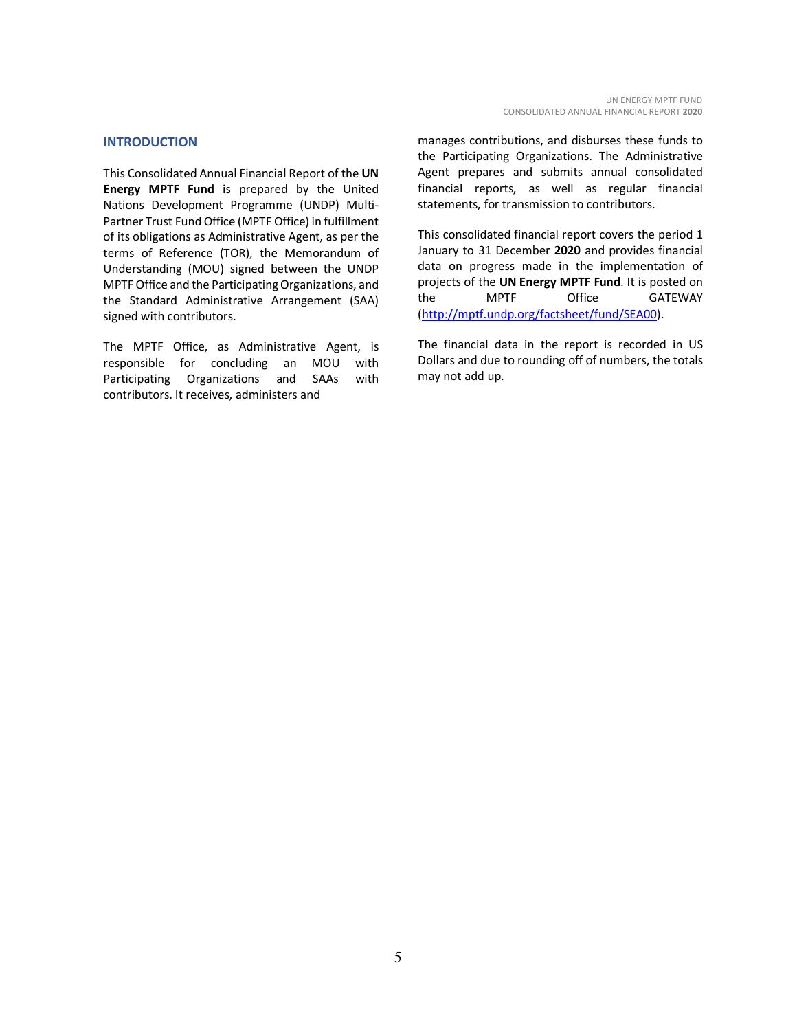## INTRODUCTION

This Consolidated Annual Financial Report of the **UN Energy MPTF Fund** is prepared by the United Nations Development Programme (UNDP) Multi-Partner Trust Fund Office (MPTF Office) in fulfillment of its obligations as Administrative Agent, as per the terms of Reference (TOR), the Memorandum of Understanding (MOU) signed between the UNDP MPTF Office and the Participating Organizations, and the Standard Administrative Arrangement (SAA) signed with contributors.

The MPTF Office, as Administrative Agent, is responsible for concluding an MOU with Participating Organizations and SAAs with contributors. It receives, administers and manages contributions, and disburses these funds to the Participating Organizations. The Administrative Agent prepares and submits annual consolidated financial reports, as well as regular financial statements, for transmission to contributors.

This consolidated financial report covers the period 1 January to 31 December **2020** and provides financial data on progress made in the implementation of projects of the **UN Energy MPTF Fund**. It is posted on the MPTF Office GATEWAY (http://mptf.undp.org/factsheet/fund/SEA00).

The financial data in the report is recorded in US Dollars and due to rounding off of numbers, the totals may not add up.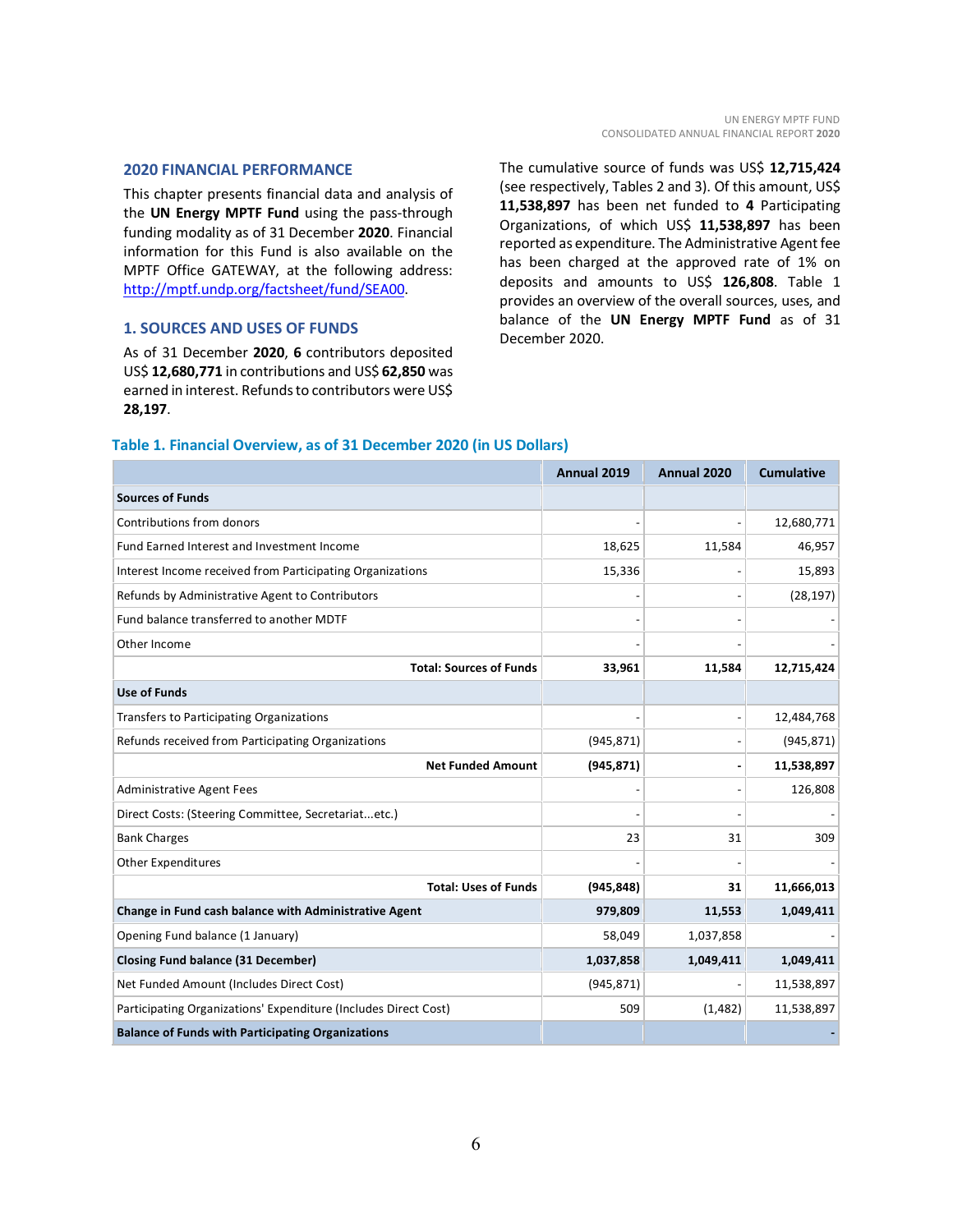## 2020 FINANCIAL PERFORMANCE

This chapter presents financial data and analysis of the **UN Energy MPTF Fund** using the pass-through funding modality as of 31 December **2020**. Financial information for this Fund is also available on the MPTF Office GATEWAY, at the following address: http://mptf.undp.org/factsheet/fund/SEA00.

## 1. SOURCES AND USES OF FUNDS

As of 31 December **2020**, **6** contributors deposited US$ **12,680,771** in contributions and US$ **62,850** was earned in interest. Refunds to contributors were US$ **28,197**.

The cumulative source of funds was US$ **12,715,424** (see respectively, Tables 2 and 3). Of this amount, US$ **11,538,897** has been net funded to **4** Participating Organizations, of which US$ **11,538,897** has been reported as expenditure. The Administrative Agent fee has been charged at the approved rate of 1% on deposits and amounts to US$ **126,808**. Table 1 provides an overview of the overall sources, uses, and balance of the **UN Energy MPTF Fund** as of 31 December 2020.

### Table 1. Financial Overview, as of 31 December 2020 (in US Dollars)

| | Annual 2019 | Annual 2020 | Cumulative |
|---|---|---|---|
| **Sources of Funds** | | | |
| Contributions from donors | - | - | 12,680,771 |
| Fund Earned Interest and Investment Income | 18,625 | 11,584 | 46,957 |
| Interest Income received from Participating Organizations | 15,336 | - | 15,893 |
| Refunds by Administrative Agent to Contributors | - | - | (28,197) |
| Fund balance transferred to another MDTF | - | - | - |
| Other Income | - | - | - |
| **Total: Sources of Funds** | **33,961** | **11,584** | **12,715,424** |
| **Use of Funds** | | | |
| Transfers to Participating Organizations | - | - | 12,484,768 |
| Refunds received from Participating Organizations | (945,871) | - | (945,871) |
| **Net Funded Amount** | **(945,871)** | **-** | **11,538,897** |
| Administrative Agent Fees | - | - | 126,808 |
| Direct Costs: (Steering Committee, Secretariat...etc.) | - | - | - |
| Bank Charges | 23 | 31 | 309 |
| Other Expenditures | - | - | - |
| **Total: Uses of Funds** | **(945,848)** | **31** | **11,666,013** |
| **Change in Fund cash balance with Administrative Agent** | **979,809** | **11,553** | **1,049,411** |
| Opening Fund balance (1 January) | 58,049 | 1,037,858 | - |
| **Closing Fund balance (31 December)** | **1,037,858** | **1,049,411** | **1,049,411** |
| Net Funded Amount (Includes Direct Cost) | (945,871) | - | 11,538,897 |
| Participating Organizations' Expenditure (Includes Direct Cost) | 509 | (1,482) | 11,538,897 |
| **Balance of Funds with Participating Organizations** | | | **-** |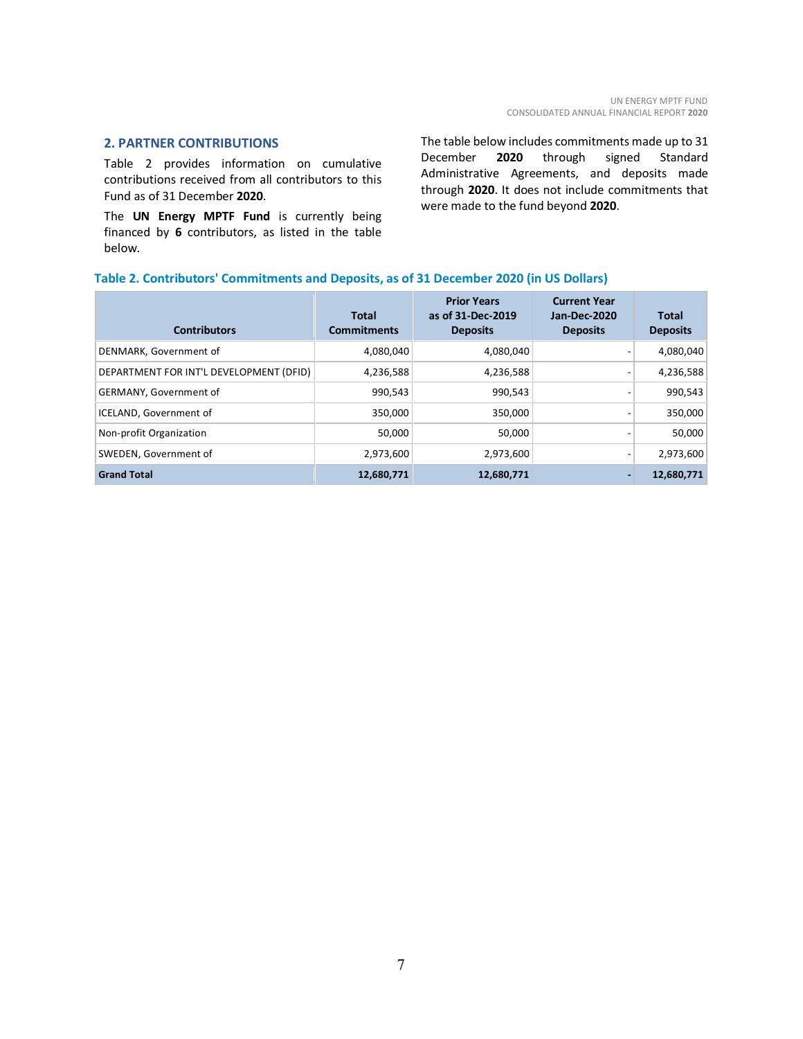## 2. PARTNER CONTRIBUTIONS

Table 2 provides information on cumulative contributions received from all contributors to this Fund as of 31 December **2020**.

The **UN Energy MPTF Fund** is currently being financed by **6** contributors, as listed in the table below.

The table below includes commitments made up to 31 December **2020** through signed Standard Administrative Agreements, and deposits made through **2020**. It does not include commitments that were made to the fund beyond **2020**.

**Table 2. Contributors' Commitments and Deposits, as of 31 December 2020 (in US Dollars)**

| Contributors | Total Commitments | Prior Years as of 31-Dec-2019 Deposits | Current Year Jan-Dec-2020 Deposits | Total Deposits |
|---|---|---|---|---|
| DENMARK, Government of | 4,080,040 | 4,080,040 | - | 4,080,040 |
| DEPARTMENT FOR INT'L DEVELOPMENT (DFID) | 4,236,588 | 4,236,588 | - | 4,236,588 |
| GERMANY, Government of | 990,543 | 990,543 | - | 990,543 |
| ICELAND, Government of | 350,000 | 350,000 | - | 350,000 |
| Non-profit Organization | 50,000 | 50,000 | - | 50,000 |
| SWEDEN, Government of | 2,973,600 | 2,973,600 | - | 2,973,600 |
| **Grand Total** | **12,680,771** | **12,680,771** | **-** | **12,680,771** |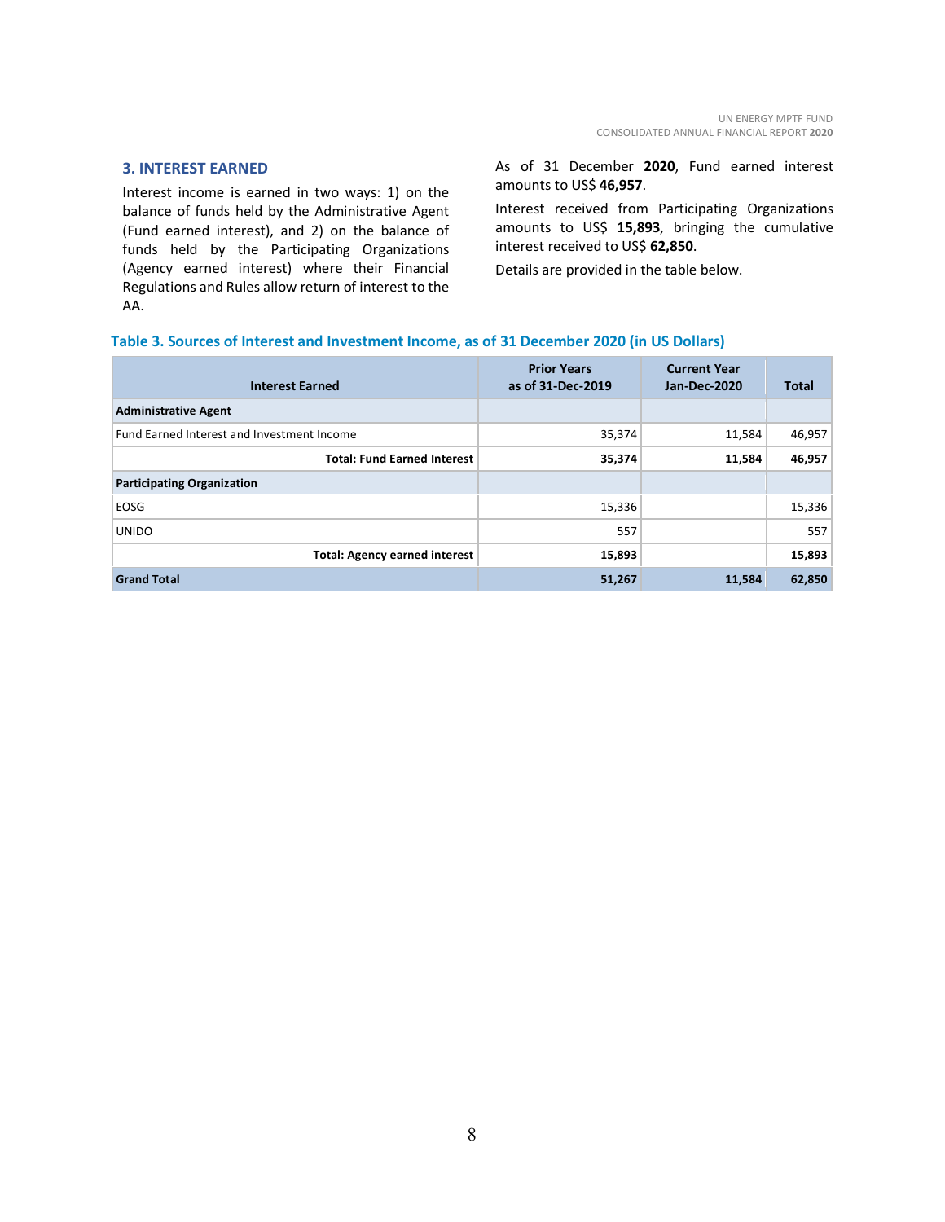## 3. INTEREST EARNED

Interest income is earned in two ways: 1) on the balance of funds held by the Administrative Agent (Fund earned interest), and 2) on the balance of funds held by the Participating Organizations (Agency earned interest) where their Financial Regulations and Rules allow return of interest to the AA.

As of 31 December **2020**, Fund earned interest amounts to US$ **46,957**.

Interest received from Participating Organizations amounts to US$ **15,893**, bringing the cumulative interest received to US$ **62,850**.

Details are provided in the table below.

**Table 3. Sources of Interest and Investment Income, as of 31 December 2020 (in US Dollars)**

| Interest Earned | Prior Years as of 31-Dec-2019 | Current Year Jan-Dec-2020 | Total |
|---|---|---|---|
| **Administrative Agent** | | | |
| Fund Earned Interest and Investment Income | 35,374 | 11,584 | 46,957 |
| **Total: Fund Earned Interest** | **35,374** | **11,584** | **46,957** |
| **Participating Organization** | | | |
| EOSG | 15,336 | | 15,336 |
| UNIDO | 557 | | 557 |
| **Total: Agency earned interest** | **15,893** | | **15,893** |
| **Grand Total** | **51,267** | **11,584** | **62,850** |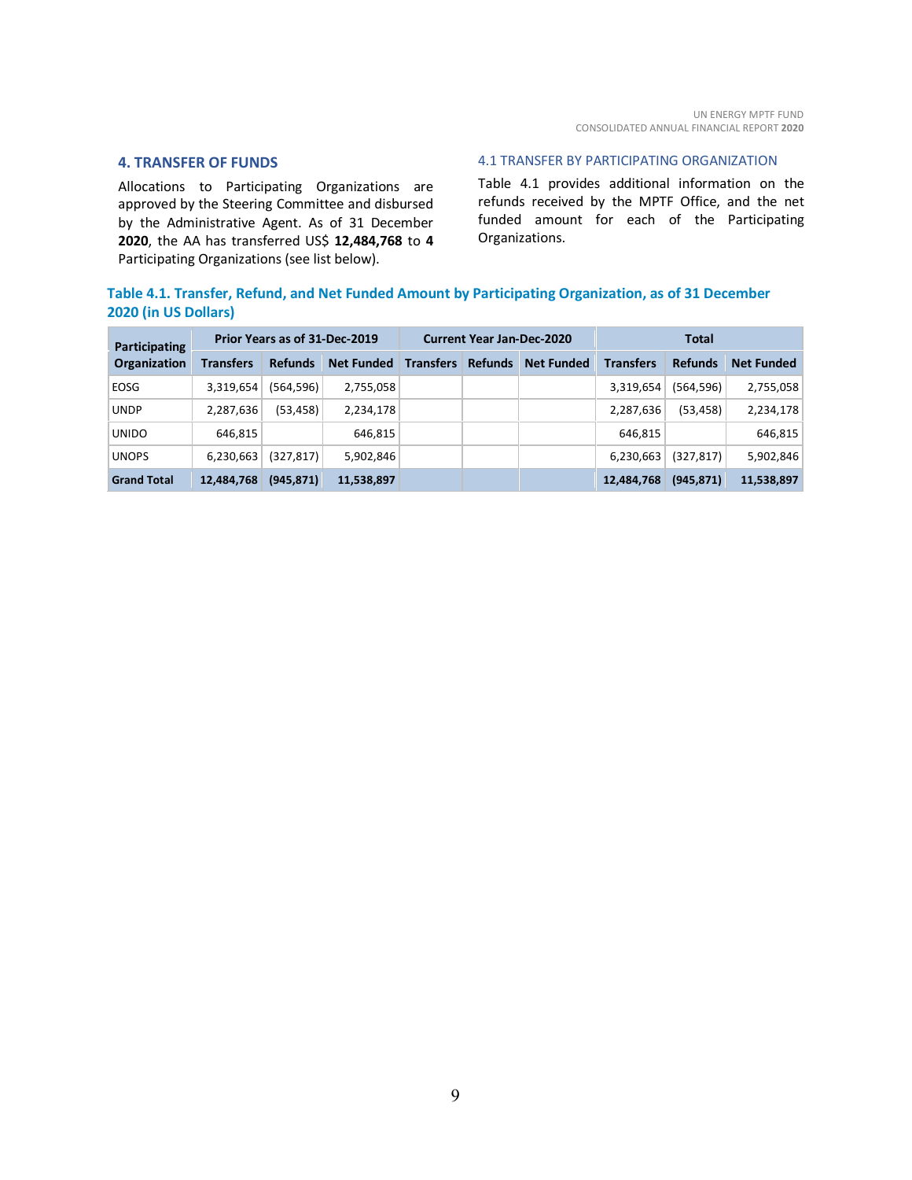## 4. TRANSFER OF FUNDS

Allocations to Participating Organizations are approved by the Steering Committee and disbursed by the Administrative Agent. As of 31 December **2020**, the AA has transferred US$ **12,484,768** to **4** Participating Organizations (see list below).

### 4.1 TRANSFER BY PARTICIPATING ORGANIZATION

Table 4.1 provides additional information on the refunds received by the MPTF Office, and the net funded amount for each of the Participating Organizations.

**Table 4.1. Transfer, Refund, and Net Funded Amount by Participating Organization, as of 31 December 2020 (in US Dollars)**

| Participating Organization | Prior Years as of 31-Dec-2019 | | | Current Year Jan-Dec-2020 | | | Total | | |
|---|---|---|---|---|---|---|---|---|---|
| | Transfers | Refunds | Net Funded | Transfers | Refunds | Net Funded | Transfers | Refunds | Net Funded |
| EOSG | 3,319,654 | (564,596) | 2,755,058 | | | | 3,319,654 | (564,596) | 2,755,058 |
| UNDP | 2,287,636 | (53,458) | 2,234,178 | | | | 2,287,636 | (53,458) | 2,234,178 |
| UNIDO | 646,815 | | 646,815 | | | | 646,815 | | 646,815 |
| UNOPS | 6,230,663 | (327,817) | 5,902,846 | | | | 6,230,663 | (327,817) | 5,902,846 |
| **Grand Total** | **12,484,768** | **(945,871)** | **11,538,897** | | | | **12,484,768** | **(945,871)** | **11,538,897** |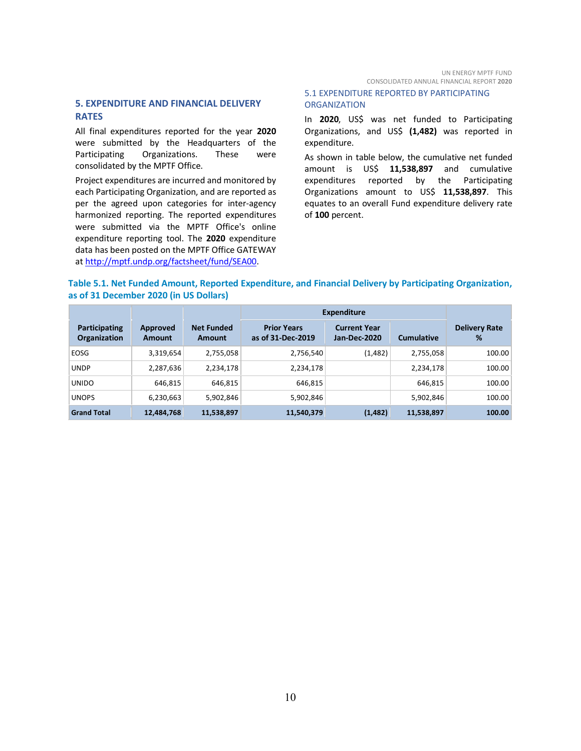## 5. EXPENDITURE AND FINANCIAL DELIVERY RATES

All final expenditures reported for the year **2020** were submitted by the Headquarters of the Participating Organizations. These were consolidated by the MPTF Office.

Project expenditures are incurred and monitored by each Participating Organization, and are reported as per the agreed upon categories for inter-agency harmonized reporting. The reported expenditures were submitted via the MPTF Office's online expenditure reporting tool. The **2020** expenditure data has been posted on the MPTF Office GATEWAY at http://mptf.undp.org/factsheet/fund/SEA00.

### 5.1 EXPENDITURE REPORTED BY PARTICIPATING ORGANIZATION

In **2020**, US$ was net funded to Participating Organizations, and US$ **(1,482)** was reported in expenditure.

As shown in table below, the cumulative net funded amount is US$ **11,538,897** and cumulative expenditures reported by the Participating Organizations amount to US$ **11,538,897**. This equates to an overall Fund expenditure delivery rate of **100** percent.

**Table 5.1. Net Funded Amount, Reported Expenditure, and Financial Delivery by Participating Organization, as of 31 December 2020 (in US Dollars)**

| Participating Organization | Approved Amount | Net Funded Amount | Expenditure | | | Delivery Rate % |
|---|---|---|---|---|---|---|
| | | | Prior Years as of 31-Dec-2019 | Current Year Jan-Dec-2020 | Cumulative | |
| EOSG | 3,319,654 | 2,755,058 | 2,756,540 | (1,482) | 2,755,058 | 100.00 |
| UNDP | 2,287,636 | 2,234,178 | 2,234,178 | | 2,234,178 | 100.00 |
| UNIDO | 646,815 | 646,815 | 646,815 | | 646,815 | 100.00 |
| UNOPS | 6,230,663 | 5,902,846 | 5,902,846 | | 5,902,846 | 100.00 |
| **Grand Total** | **12,484,768** | **11,538,897** | **11,540,379** | **(1,482)** | **11,538,897** | **100.00** |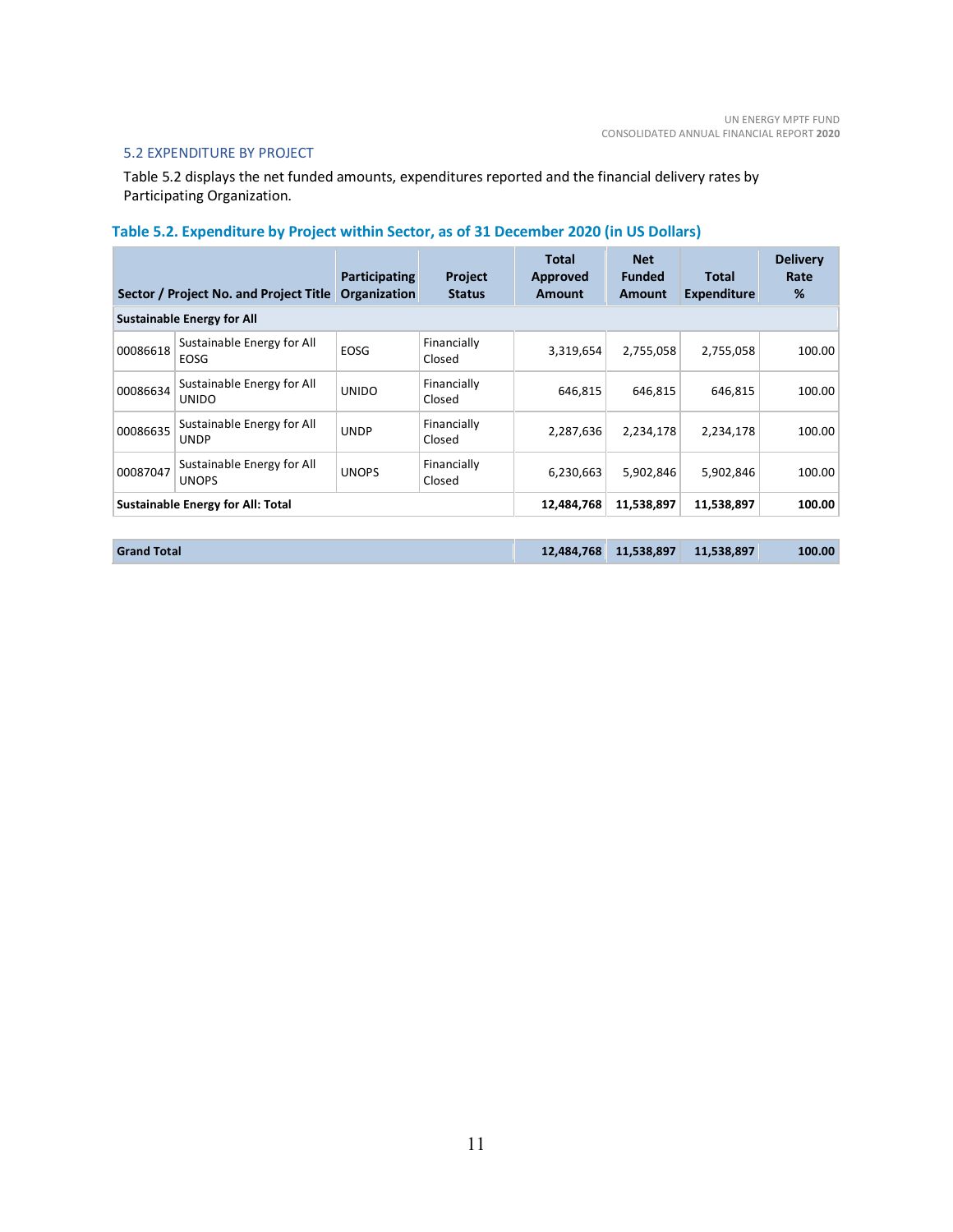## 5.2 EXPENDITURE BY PROJECT

Table 5.2 displays the net funded amounts, expenditures reported and the financial delivery rates by Participating Organization.

### Table 5.2. Expenditure by Project within Sector, as of 31 December 2020 (in US Dollars)

| Sector / Project No. and Project Title | | Participating Organization | Project Status | Total Approved Amount | Net Funded Amount | Total Expenditure | Delivery Rate % |
|---|---|---|---|---|---|---|---|
| **Sustainable Energy for All** | | | | | | | |
| 00086618 | Sustainable Energy for All EOSG | EOSG | Financially Closed | 3,319,654 | 2,755,058 | 2,755,058 | 100.00 |
| 00086634 | Sustainable Energy for All UNIDO | UNIDO | Financially Closed | 646,815 | 646,815 | 646,815 | 100.00 |
| 00086635 | Sustainable Energy for All UNDP | UNDP | Financially Closed | 2,287,636 | 2,234,178 | 2,234,178 | 100.00 |
| 00087047 | Sustainable Energy for All UNOPS | UNOPS | Financially Closed | 6,230,663 | 5,902,846 | 5,902,846 | 100.00 |
| **Sustainable Energy for All: Total** | | | | **12,484,768** | **11,538,897** | **11,538,897** | **100.00** |
| **Grand Total** | | | | **12,484,768** | **11,538,897** | **11,538,897** | **100.00** |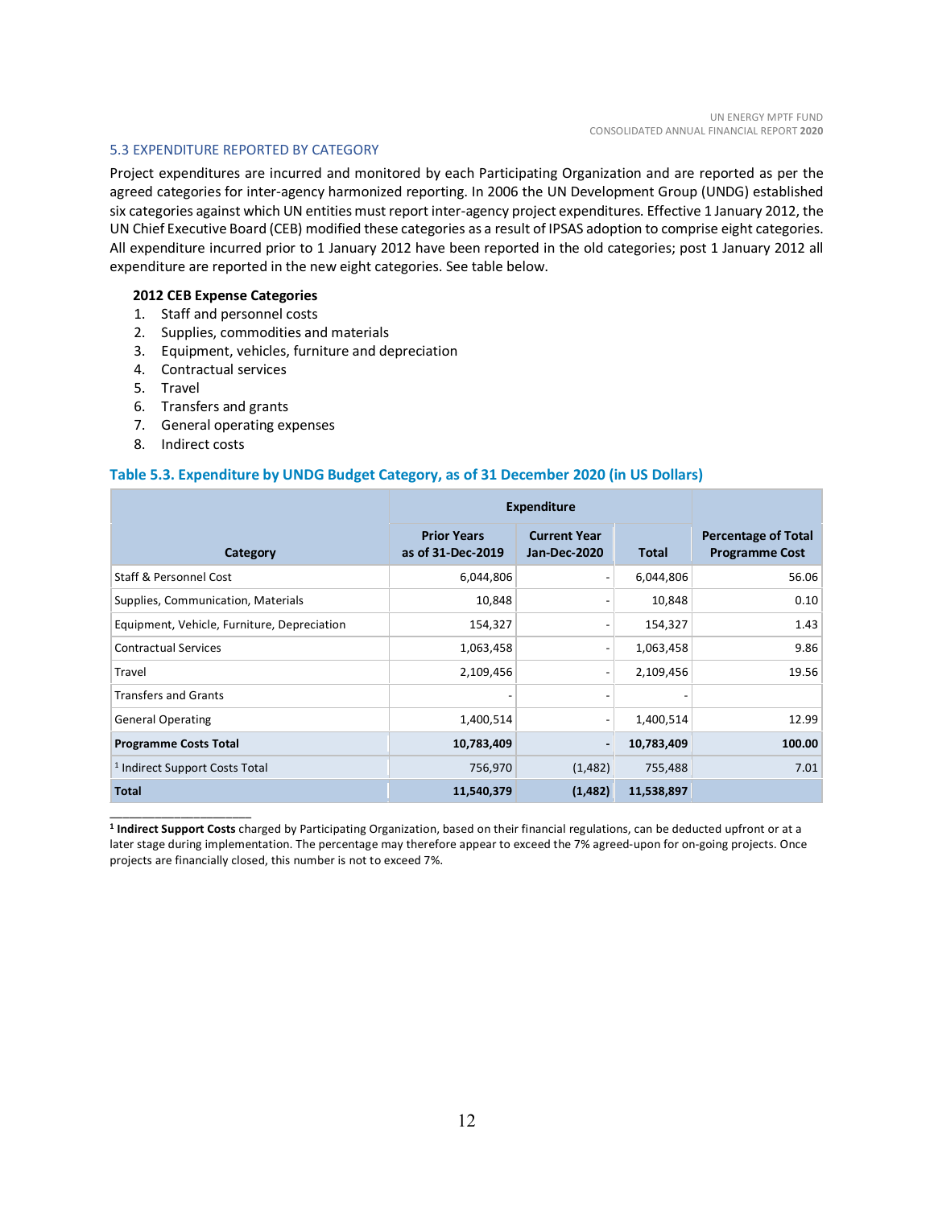### 5.3 EXPENDITURE REPORTED BY CATEGORY

Project expenditures are incurred and monitored by each Participating Organization and are reported as per the agreed categories for inter-agency harmonized reporting. In 2006 the UN Development Group (UNDG) established six categories against which UN entities must report inter-agency project expenditures. Effective 1 January 2012, the UN Chief Executive Board (CEB) modified these categories as a result of IPSAS adoption to comprise eight categories. All expenditure incurred prior to 1 January 2012 have been reported in the old categories; post 1 January 2012 all expenditure are reported in the new eight categories. See table below.

**2012 CEB Expense Categories**

1. Staff and personnel costs
2. Supplies, commodities and materials
3. Equipment, vehicles, furniture and depreciation
4. Contractual services
5. Travel
6. Transfers and grants
7. General operating expenses
8. Indirect costs

**Table 5.3. Expenditure by UNDG Budget Category, as of 31 December 2020 (in US Dollars)**

| Category | Expenditure | | | Percentage of Total Programme Cost |
|---|---|---|---|---|
| | Prior Years as of 31-Dec-2019 | Current Year Jan-Dec-2020 | Total | |
| Staff & Personnel Cost | 6,044,806 | - | 6,044,806 | 56.06 |
| Supplies, Communication, Materials | 10,848 | - | 10,848 | 0.10 |
| Equipment, Vehicle, Furniture, Depreciation | 154,327 | - | 154,327 | 1.43 |
| Contractual Services | 1,063,458 | - | 1,063,458 | 9.86 |
| Travel | 2,109,456 | - | 2,109,456 | 19.56 |
| Transfers and Grants | - | - | - | |
| General Operating | 1,400,514 | - | 1,400,514 | 12.99 |
| **Programme Costs Total** | **10,783,409** | **-** | **10,783,409** | **100.00** |
| [1] Indirect Support Costs Total | 756,970 | (1,482) | 755,488 | 7.01 |
| **Total** | **11,540,379** | **(1,482)** | **11,538,897** | |

[1] **Indirect Support Costs** charged by Participating Organization, based on their financial regulations, can be deducted upfront or at a later stage during implementation. The percentage may therefore appear to exceed the 7% agreed-upon for on-going projects. Once projects are financially closed, this number is not to exceed 7%.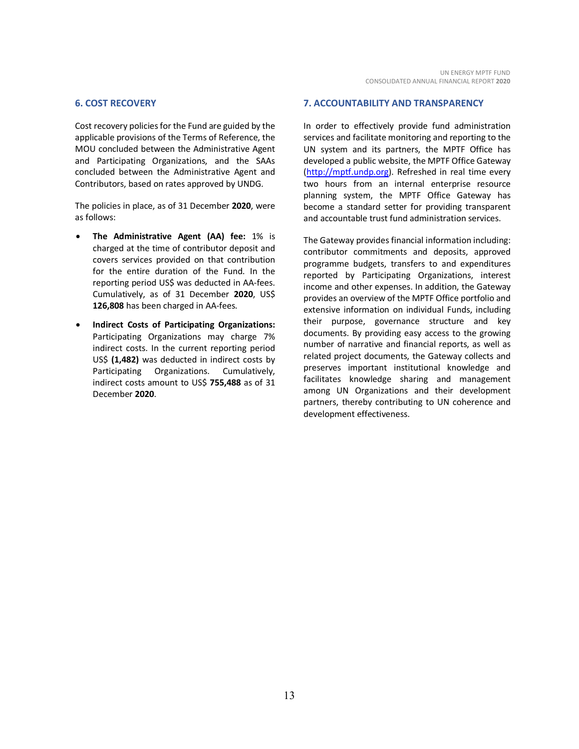## 6. COST RECOVERY

Cost recovery policies for the Fund are guided by the applicable provisions of the Terms of Reference, the MOU concluded between the Administrative Agent and Participating Organizations, and the SAAs concluded between the Administrative Agent and Contributors, based on rates approved by UNDG.

The policies in place, as of 31 December **2020**, were as follows:

- **The Administrative Agent (AA) fee:** 1% is charged at the time of contributor deposit and covers services provided on that contribution for the entire duration of the Fund. In the reporting period US$ was deducted in AA-fees. Cumulatively, as of 31 December **2020**, US$ **126,808** has been charged in AA-fees.
- **Indirect Costs of Participating Organizations:** Participating Organizations may charge 7% indirect costs. In the current reporting period US$ **(1,482)** was deducted in indirect costs by Participating Organizations. Cumulatively, indirect costs amount to US$ **755,488** as of 31 December **2020**.

## 7. ACCOUNTABILITY AND TRANSPARENCY

In order to effectively provide fund administration services and facilitate monitoring and reporting to the UN system and its partners, the MPTF Office has developed a public website, the MPTF Office Gateway (http://mptf.undp.org). Refreshed in real time every two hours from an internal enterprise resource planning system, the MPTF Office Gateway has become a standard setter for providing transparent and accountable trust fund administration services.

The Gateway provides financial information including: contributor commitments and deposits, approved programme budgets, transfers to and expenditures reported by Participating Organizations, interest income and other expenses. In addition, the Gateway provides an overview of the MPTF Office portfolio and extensive information on individual Funds, including their purpose, governance structure and key documents. By providing easy access to the growing number of narrative and financial reports, as well as related project documents, the Gateway collects and preserves important institutional knowledge and facilitates knowledge sharing and management among UN Organizations and their development partners, thereby contributing to UN coherence and development effectiveness.